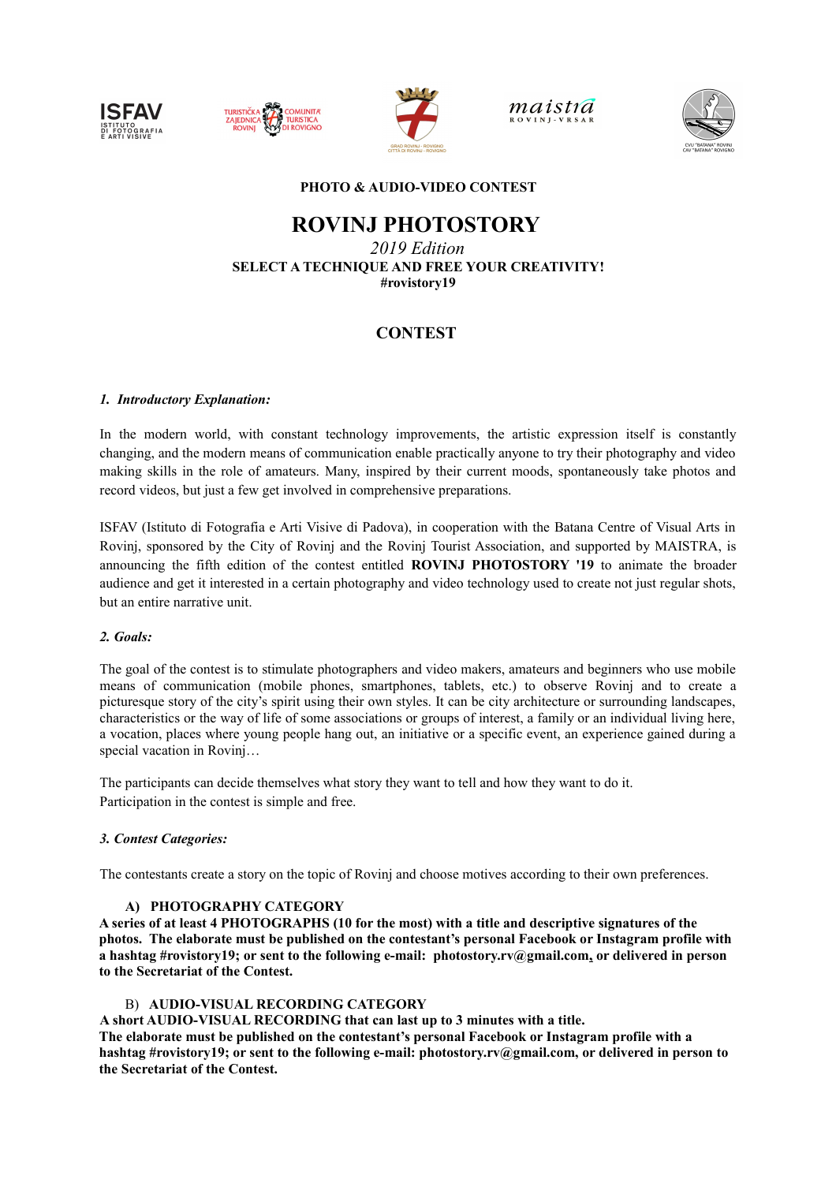**PHOTO & AUDIO-VIDEO CONTEST**

# ROVINJ PHOTOSTORY

*2019 Edition*

**SELECT A TECHNIQUE AND FREE YOUR CREATIVITY!**

**#rovistory19**

## CONTEST

### *1. Introductory Explanation:*

In the modern world, with constant technology improvements, the artistic expression itself is constantly changing, and the modern means of communication enable practically anyone to try their photography and video making skills in the role of amateurs. Many, inspired by their current moods, spontaneously take photos and record videos, but just a few get involved in comprehensive preparations.

ISFAV (Istituto di Fotografia e Arti Visive di Padova), in cooperation with the Batana Centre of Visual Arts in Rovinj, sponsored by the City of Rovinj and the Rovinj Tourist Association, and supported by MAISTRA, is announcing the fifth edition of the contest entitled **ROVINJ PHOTOSTORY '19** to animate the broader audience and get it interested in a certain photography and video technology used to create not just regular shots, but an entire narrative unit.

### *2. Goals:*

The goal of the contest is to stimulate photographers and video makers, amateurs and beginners who use mobile means of communication (mobile phones, smartphones, tablets, etc.) to observe Rovinj and to create a picturesque story of the city's spirit using their own styles. It can be city architecture or surrounding landscapes, characteristics or the way of life of some associations or groups of interest, a family or an individual living here, a vocation, places where young people hang out, an initiative or a specific event, an experience gained during a special vacation in Rovinj…

The participants can decide themselves what story they want to tell and how they want to do it.
Participation in the contest is simple and free.

### *3. Contest Categories:*

The contestants create a story on the topic of Rovinj and choose motives according to their own preferences.

**A) PHOTOGRAPHY CATEGORY**

**A series of at least 4 PHOTOGRAPHS (10 for the most) with a title and descriptive signatures of the photos. The elaborate must be published on the contestant's personal Facebook or Instagram profile with a hashtag #rovistory19; or sent to the following e-mail: photostory.rv@gmail.com, or delivered in person to the Secretariat of the Contest.**

B) **AUDIO-VISUAL RECORDING CATEGORY**

**A short AUDIO-VISUAL RECORDING that can last up to 3 minutes with a title.**
**The elaborate must be published on the contestant's personal Facebook or Instagram profile with a hashtag #rovistory19; or sent to the following e-mail: photostory.rv@gmail.com, or delivered in person to the Secretariat of the Contest.**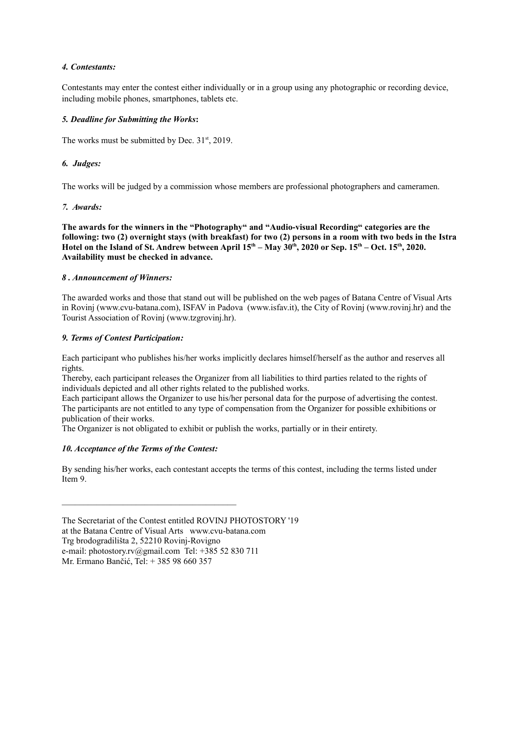### *4. Contestants:*

Contestants may enter the contest either individually or in a group using any photographic or recording device, including mobile phones, smartphones, tablets etc.

### *5. Deadline for Submitting the Works*:

The works must be submitted by Dec. 31st, 2019.

### *6. Judges:*

The works will be judged by a commission whose members are professional photographers and cameramen.

### *7. Awards:*

**The awards for the winners in the "Photography" and "Audio-visual Recording" categories are the following: two (2) overnight stays (with breakfast) for two (2) persons in a room with two beds in the Istra Hotel on the Island of St. Andrew between April 15th – May 30th, 2020 or Sep. 15th – Oct. 15th, 2020. Availability must be checked in advance.**

### *8 . Announcement of Winners:*

The awarded works and those that stand out will be published on the web pages of Batana Centre of Visual Arts in Rovinj (www.cvu-batana.com), ISFAV in Padova (www.isfav.it), the City of Rovinj (www.rovinj.hr) and the Tourist Association of Rovinj (www.tzgrovinj.hr).

### *9. Terms of Contest Participation:*

Each participant who publishes his/her works implicitly declares himself/herself as the author and reserves all rights.

Thereby, each participant releases the Organizer from all liabilities to third parties related to the rights of individuals depicted and all other rights related to the published works.

Each participant allows the Organizer to use his/her personal data for the purpose of advertising the contest.

The participants are not entitled to any type of compensation from the Organizer for possible exhibitions or publication of their works.

The Organizer is not obligated to exhibit or publish the works, partially or in their entirety.

### *10. Acceptance of the Terms of the Contest:*

By sending his/her works, each contestant accepts the terms of this contest, including the terms listed under Item 9.

---

The Secretariat of the Contest entitled ROVINJ PHOTOSTORY '19
at the Batana Centre of Visual Arts www.cvu-batana.com
Trg brodogradilišta 2, 52210 Rovinj-Rovigno
e-mail: photostory.rv@gmail.com Tel: +385 52 830 711
Mr. Ermano Bančić, Tel: + 385 98 660 357